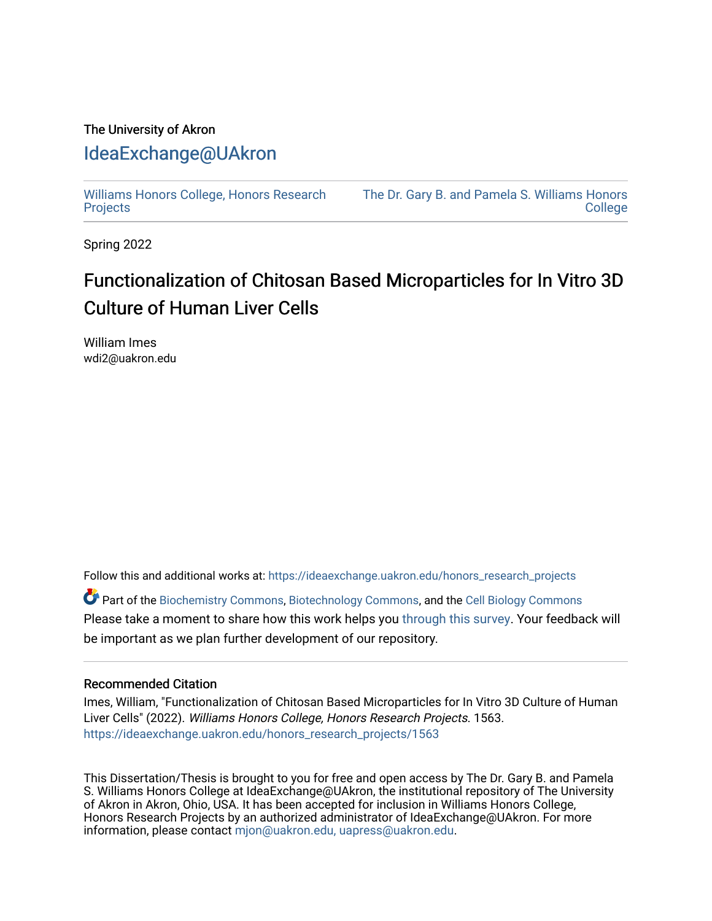The University of Akron

# IdeaExchange@UAkron

Williams Honors College, Honors Research Projects

The Dr. Gary B. and Pamela S. Williams Honors College

Spring 2022

## Functionalization of Chitosan Based Microparticles for In Vitro 3D Culture of Human Liver Cells

William Imes
wdi2@uakron.edu

Follow this and additional works at: https://ideaexchange.uakron.edu/honors_research_projects

Part of the Biochemistry Commons, Biotechnology Commons, and the Cell Biology Commons

Please take a moment to share how this work helps you through this survey. Your feedback will be important as we plan further development of our repository.

### Recommended Citation

Imes, William, "Functionalization of Chitosan Based Microparticles for In Vitro 3D Culture of Human Liver Cells" (2022). *Williams Honors College, Honors Research Projects*. 1563.
https://ideaexchange.uakron.edu/honors_research_projects/1563

This Dissertation/Thesis is brought to you for free and open access by The Dr. Gary B. and Pamela S. Williams Honors College at IdeaExchange@UAkron, the institutional repository of The University of Akron in Akron, Ohio, USA. It has been accepted for inclusion in Williams Honors College, Honors Research Projects by an authorized administrator of IdeaExchange@UAkron. For more information, please contact mjon@uakron.edu, uapress@uakron.edu.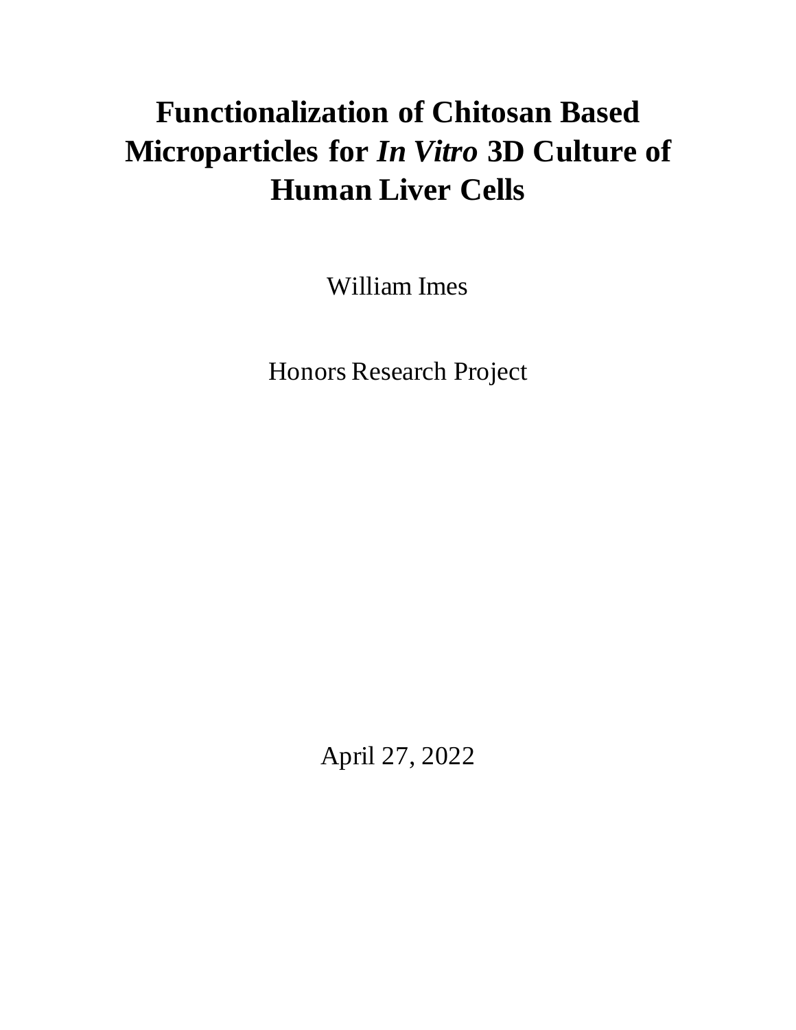# Functionalization of Chitosan Based Microparticles for *In Vitro* 3D Culture of Human Liver Cells

William Imes

Honors Research Project

April 27, 2022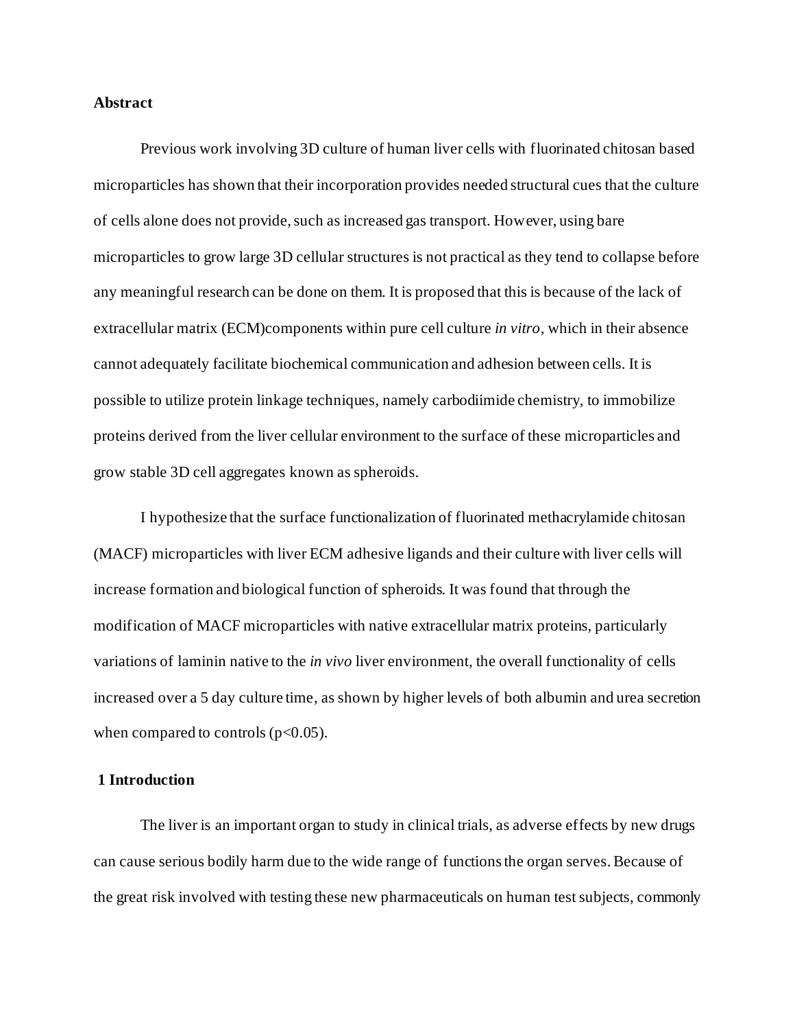## Abstract

Previous work involving 3D culture of human liver cells with fluorinated chitosan based microparticles has shown that their incorporation provides needed structural cues that the culture of cells alone does not provide, such as increased gas transport. However, using bare microparticles to grow large 3D cellular structures is not practical as they tend to collapse before any meaningful research can be done on them. It is proposed that this is because of the lack of extracellular matrix (ECM)components within pure cell culture *in vitro*, which in their absence cannot adequately facilitate biochemical communication and adhesion between cells. It is possible to utilize protein linkage techniques, namely carbodiimide chemistry, to immobilize proteins derived from the liver cellular environment to the surface of these microparticles and grow stable 3D cell aggregates known as spheroids.

I hypothesize that the surface functionalization of fluorinated methacrylamide chitosan (MACF) microparticles with liver ECM adhesive ligands and their culture with liver cells will increase formation and biological function of spheroids. It was found that through the modification of MACF microparticles with native extracellular matrix proteins, particularly variations of laminin native to the *in vivo* liver environment, the overall functionality of cells increased over a 5 day culture time, as shown by higher levels of both albumin and urea secretion when compared to controls ($p<0.05$).

## 1 Introduction

The liver is an important organ to study in clinical trials, as adverse effects by new drugs can cause serious bodily harm due to the wide range of functions the organ serves. Because of the great risk involved with testing these new pharmaceuticals on human test subjects, commonly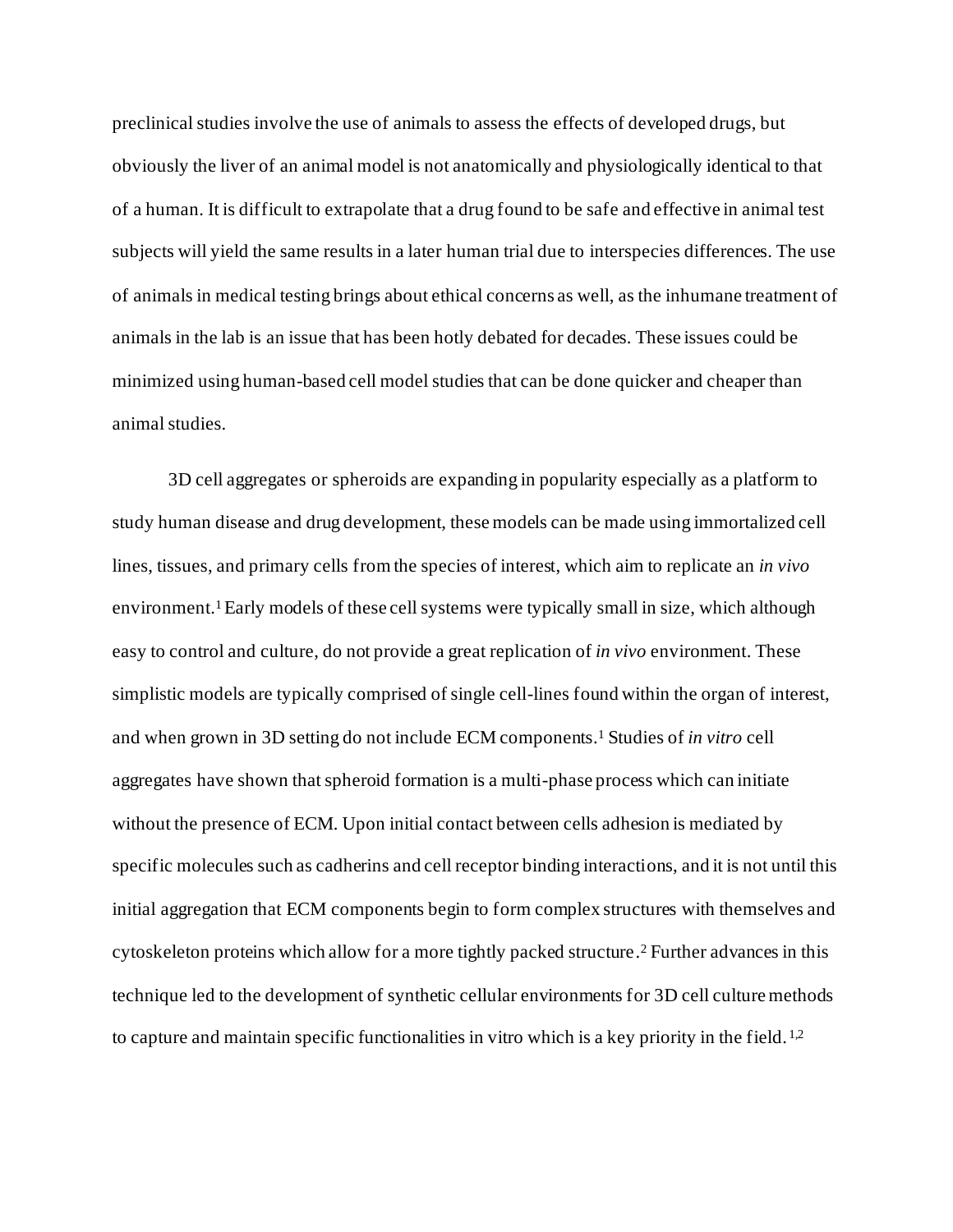preclinical studies involve the use of animals to assess the effects of developed drugs, but obviously the liver of an animal model is not anatomically and physiologically identical to that of a human. It is difficult to extrapolate that a drug found to be safe and effective in animal test subjects will yield the same results in a later human trial due to interspecies differences. The use of animals in medical testing brings about ethical concerns as well, as the inhumane treatment of animals in the lab is an issue that has been hotly debated for decades. These issues could be minimized using human-based cell model studies that can be done quicker and cheaper than animal studies.

3D cell aggregates or spheroids are expanding in popularity especially as a platform to study human disease and drug development, these models can be made using immortalized cell lines, tissues, and primary cells from the species of interest, which aim to replicate an *in vivo* environment.[1] Early models of these cell systems were typically small in size, which although easy to control and culture, do not provide a great replication of *in vivo* environment. These simplistic models are typically comprised of single cell-lines found within the organ of interest, and when grown in 3D setting do not include ECM components.[1] Studies of *in vitro* cell aggregates have shown that spheroid formation is a multi-phase process which can initiate without the presence of ECM. Upon initial contact between cells adhesion is mediated by specific molecules such as cadherins and cell receptor binding interactions, and it is not until this initial aggregation that ECM components begin to form complex structures with themselves and cytoskeleton proteins which allow for a more tightly packed structure.[2] Further advances in this technique led to the development of synthetic cellular environments for 3D cell culture methods to capture and maintain specific functionalities in vitro which is a key priority in the field.[1,2]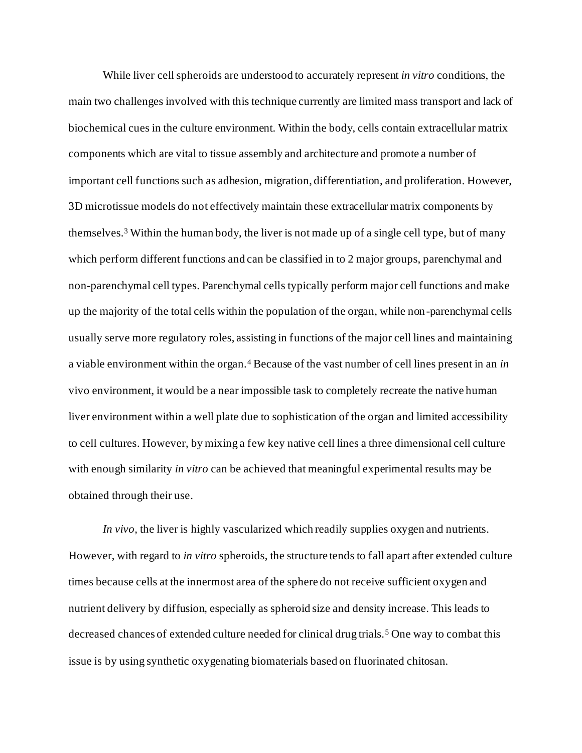While liver cell spheroids are understood to accurately represent *in vitro* conditions, the main two challenges involved with this technique currently are limited mass transport and lack of biochemical cues in the culture environment. Within the body, cells contain extracellular matrix components which are vital to tissue assembly and architecture and promote a number of important cell functions such as adhesion, migration, differentiation, and proliferation. However, 3D microtissue models do not effectively maintain these extracellular matrix components by themselves.[3] Within the human body, the liver is not made up of a single cell type, but of many which perform different functions and can be classified in to 2 major groups, parenchymal and non-parenchymal cell types. Parenchymal cells typically perform major cell functions and make up the majority of the total cells within the population of the organ, while non-parenchymal cells usually serve more regulatory roles, assisting in functions of the major cell lines and maintaining a viable environment within the organ.[4] Because of the vast number of cell lines present in an *in* vivo environment, it would be a near impossible task to completely recreate the native human liver environment within a well plate due to sophistication of the organ and limited accessibility to cell cultures. However, by mixing a few key native cell lines a three dimensional cell culture with enough similarity *in vitro* can be achieved that meaningful experimental results may be obtained through their use.

*In vivo*, the liver is highly vascularized which readily supplies oxygen and nutrients. However, with regard to *in vitro* spheroids, the structure tends to fall apart after extended culture times because cells at the innermost area of the sphere do not receive sufficient oxygen and nutrient delivery by diffusion, especially as spheroid size and density increase. This leads to decreased chances of extended culture needed for clinical drug trials.[5] One way to combat this issue is by using synthetic oxygenating biomaterials based on fluorinated chitosan.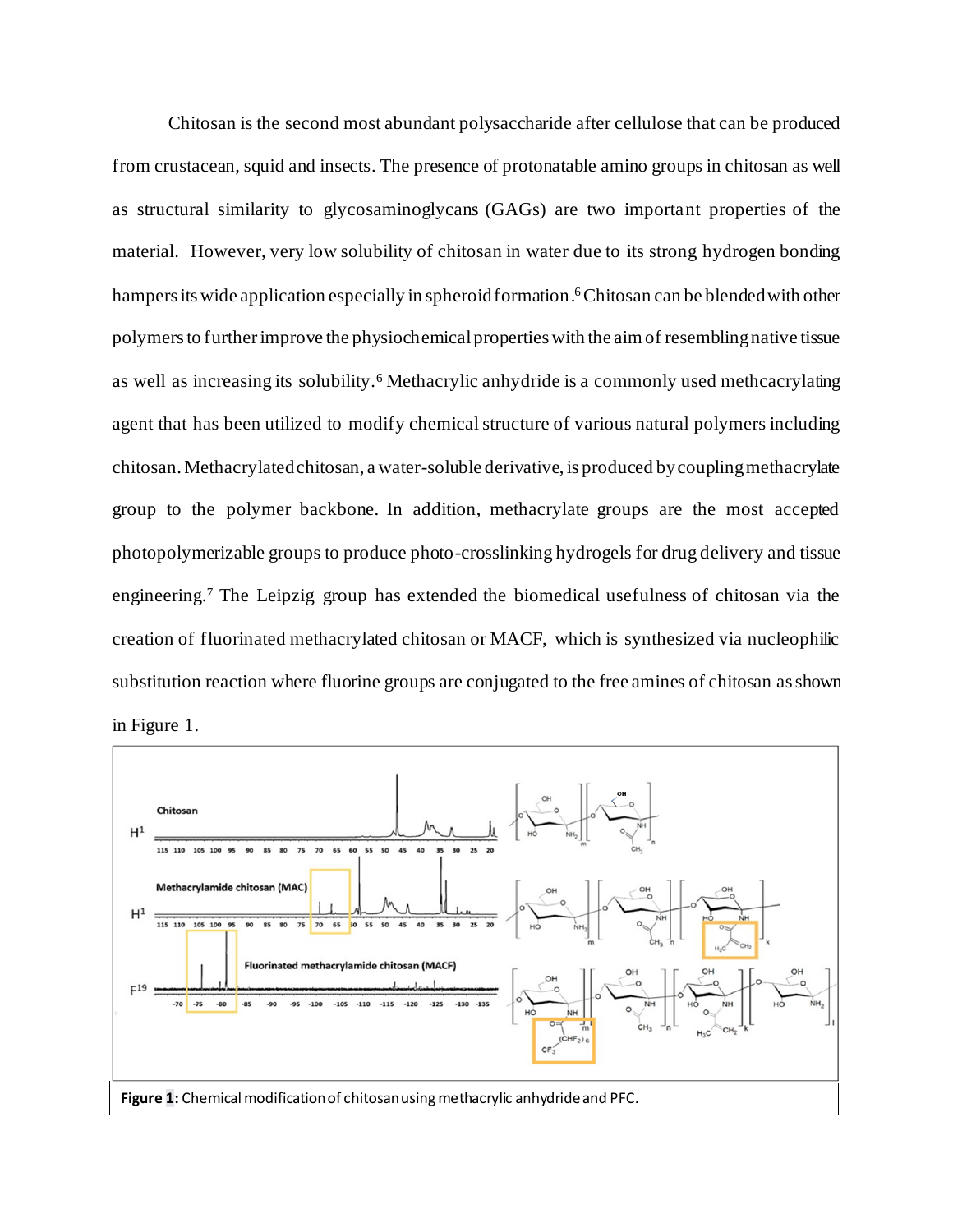Chitosan is the second most abundant polysaccharide after cellulose that can be produced from crustacean, squid and insects. The presence of protonatable amino groups in chitosan as well as structural similarity to glycosaminoglycans (GAGs) are two important properties of the material. However, very low solubility of chitosan in water due to its strong hydrogen bonding hampers its wide application especially in spheroid formation.[6] Chitosan can be blended with other polymers to further improve the physiochemical properties with the aim of resembling native tissue as well as increasing its solubility.[6] Methacrylic anhydride is a commonly used methcacrylating agent that has been utilized to modify chemical structure of various natural polymers including chitosan. Methacrylated chitosan, a water-soluble derivative, is produced by coupling methacrylate group to the polymer backbone. In addition, methacrylate groups are the most accepted photopolymerizable groups to produce photo-crosslinking hydrogels for drug delivery and tissue engineering.[7] The Leipzig group has extended the biomedical usefulness of chitosan via the creation of fluorinated methacrylated chitosan or MACF, which is synthesized via nucleophilic substitution reaction where fluorine groups are conjugated to the free amines of chitosan as shown in Figure 1.

**Figure 1:** Chemical modification of chitosan using methacrylic anhydride and PFC.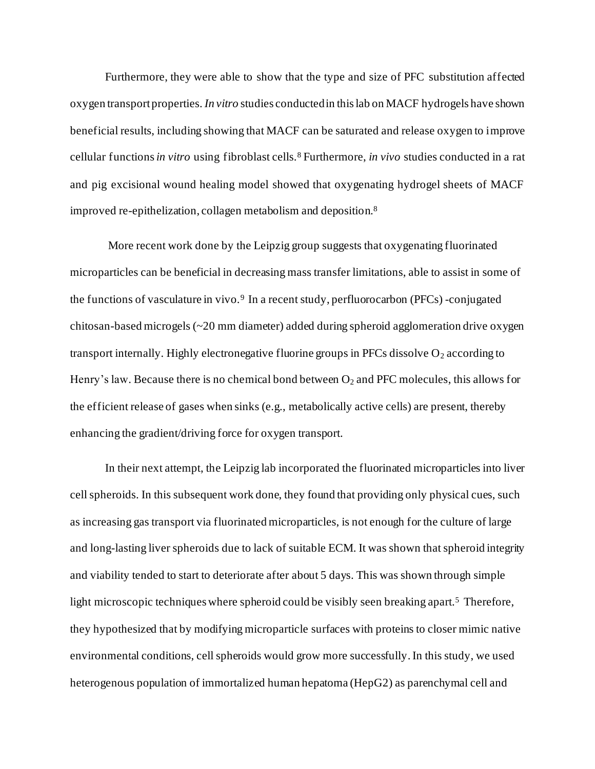Furthermore, they were able to show that the type and size of PFC substitution affected oxygen transport properties. *In vitro* studies conducted in this lab on MACF hydrogels have shown beneficial results, including showing that MACF can be saturated and release oxygen to improve cellular functions *in vitro* using fibroblast cells.[8] Furthermore, *in vivo* studies conducted in a rat and pig excisional wound healing model showed that oxygenating hydrogel sheets of MACF improved re-epithelization, collagen metabolism and deposition.[8]

More recent work done by the Leipzig group suggests that oxygenating fluorinated microparticles can be beneficial in decreasing mass transfer limitations, able to assist in some of the functions of vasculature in vivo.[9] In a recent study, perfluorocarbon (PFCs) -conjugated chitosan-based microgels (~20 mm diameter) added during spheroid agglomeration drive oxygen transport internally. Highly electronegative fluorine groups in PFCs dissolve $O_2$ according to Henry's law. Because there is no chemical bond between $O_2$ and PFC molecules, this allows for the efficient release of gases when sinks (e.g., metabolically active cells) are present, thereby enhancing the gradient/driving force for oxygen transport.

In their next attempt, the Leipzig lab incorporated the fluorinated microparticles into liver cell spheroids. In this subsequent work done, they found that providing only physical cues, such as increasing gas transport via fluorinated microparticles, is not enough for the culture of large and long-lasting liver spheroids due to lack of suitable ECM. It was shown that spheroid integrity and viability tended to start to deteriorate after about 5 days. This was shown through simple light microscopic techniques where spheroid could be visibly seen breaking apart.[5] Therefore, they hypothesized that by modifying microparticle surfaces with proteins to closer mimic native environmental conditions, cell spheroids would grow more successfully. In this study, we used heterogenous population of immortalized human hepatoma (HepG2) as parenchymal cell and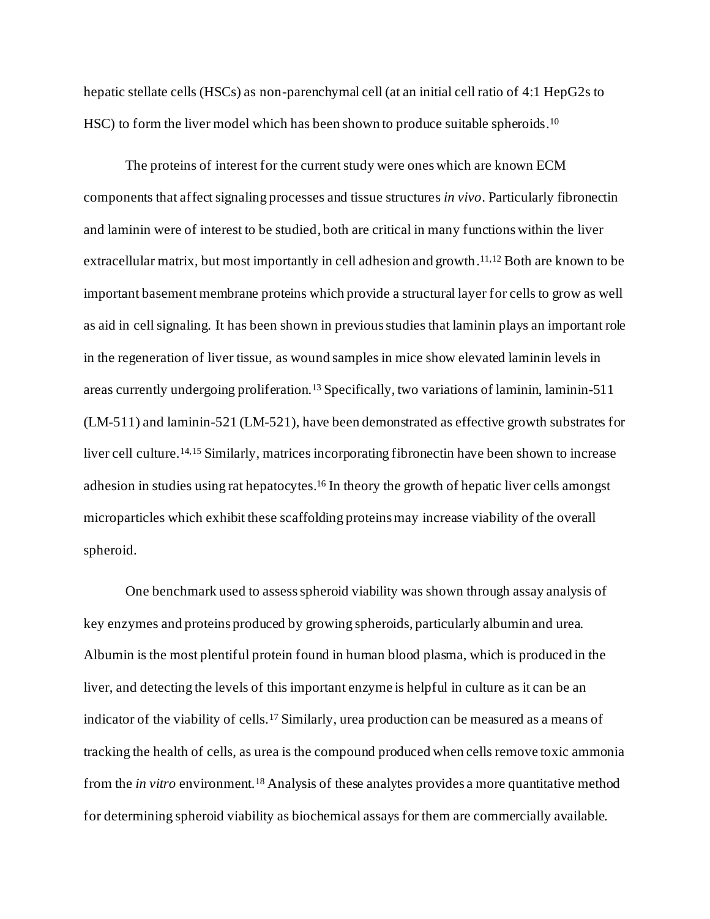hepatic stellate cells (HSCs) as non-parenchymal cell (at an initial cell ratio of 4:1 HepG2s to HSC) to form the liver model which has been shown to produce suitable spheroids.[10]

The proteins of interest for the current study were ones which are known ECM components that affect signaling processes and tissue structures *in vivo*. Particularly fibronectin and laminin were of interest to be studied, both are critical in many functions within the liver extracellular matrix, but most importantly in cell adhesion and growth.[11,12] Both are known to be important basement membrane proteins which provide a structural layer for cells to grow as well as aid in cell signaling. It has been shown in previous studies that laminin plays an important role in the regeneration of liver tissue, as wound samples in mice show elevated laminin levels in areas currently undergoing proliferation.[13] Specifically, two variations of laminin, laminin-511 (LM-511) and laminin-521 (LM-521), have been demonstrated as effective growth substrates for liver cell culture.[14,15] Similarly, matrices incorporating fibronectin have been shown to increase adhesion in studies using rat hepatocytes.[16] In theory the growth of hepatic liver cells amongst microparticles which exhibit these scaffolding proteins may increase viability of the overall spheroid.

One benchmark used to assess spheroid viability was shown through assay analysis of key enzymes and proteins produced by growing spheroids, particularly albumin and urea. Albumin is the most plentiful protein found in human blood plasma, which is produced in the liver, and detecting the levels of this important enzyme is helpful in culture as it can be an indicator of the viability of cells.[17] Similarly, urea production can be measured as a means of tracking the health of cells, as urea is the compound produced when cells remove toxic ammonia from the *in vitro* environment.[18] Analysis of these analytes provides a more quantitative method for determining spheroid viability as biochemical assays for them are commercially available.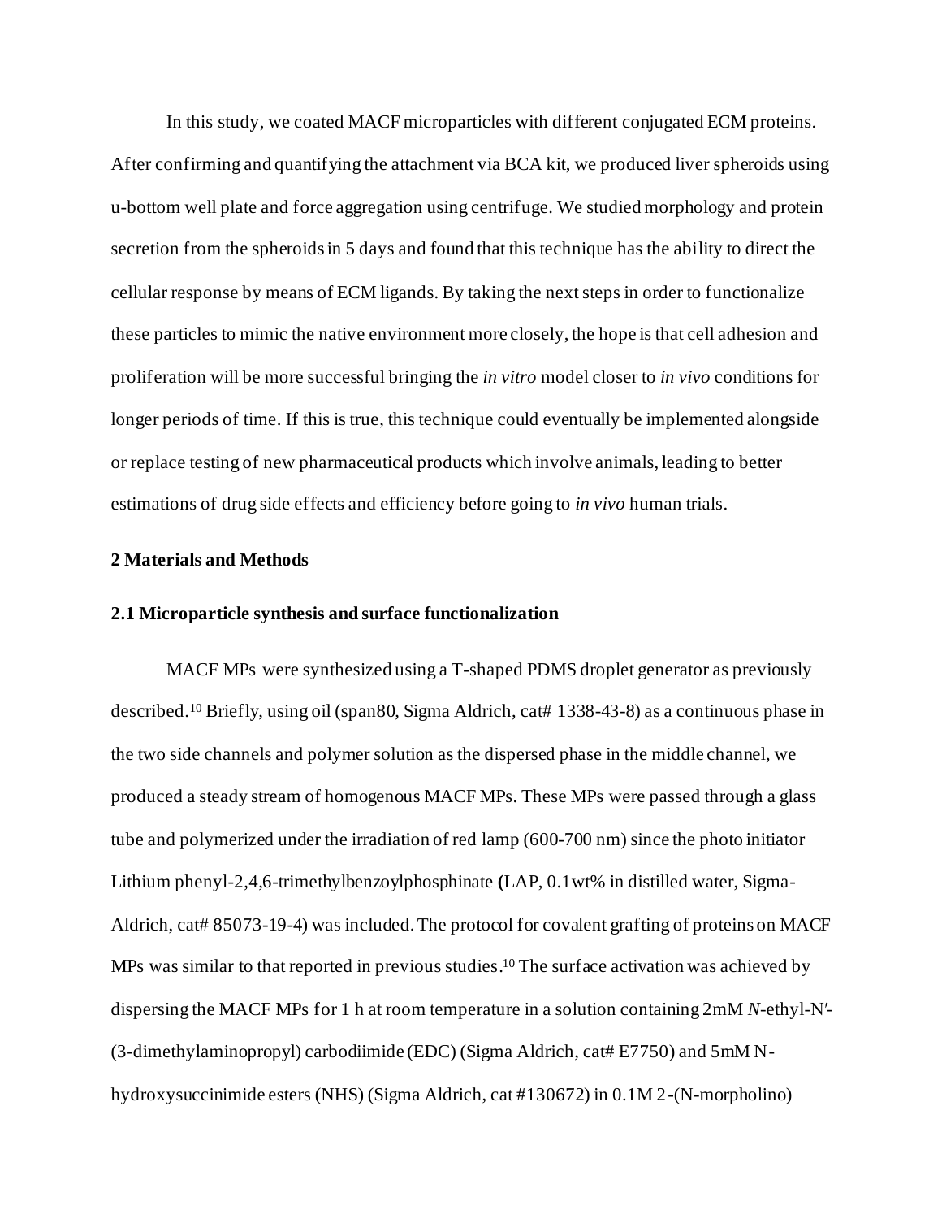In this study, we coated MACF microparticles with different conjugated ECM proteins. After confirming and quantifying the attachment via BCA kit, we produced liver spheroids using u-bottom well plate and force aggregation using centrifuge. We studied morphology and protein secretion from the spheroids in 5 days and found that this technique has the ability to direct the cellular response by means of ECM ligands. By taking the next steps in order to functionalize these particles to mimic the native environment more closely, the hope is that cell adhesion and proliferation will be more successful bringing the *in vitro* model closer to *in vivo* conditions for longer periods of time. If this is true, this technique could eventually be implemented alongside or replace testing of new pharmaceutical products which involve animals, leading to better estimations of drug side effects and efficiency before going to *in vivo* human trials.

## 2 Materials and Methods

### 2.1 Microparticle synthesis and surface functionalization

MACF MPs were synthesized using a T-shaped PDMS droplet generator as previously described.[10] Briefly, using oil (span80, Sigma Aldrich, cat# 1338-43-8) as a continuous phase in the two side channels and polymer solution as the dispersed phase in the middle channel, we produced a steady stream of homogenous MACF MPs. These MPs were passed through a glass tube and polymerized under the irradiation of red lamp (600-700 nm) since the photo initiator Lithium phenyl-2,4,6-trimethylbenzoylphosphinate **(**LAP, 0.1wt% in distilled water, Sigma-Aldrich, cat# 85073-19-4) was included. The protocol for covalent grafting of proteins on MACF MPs was similar to that reported in previous studies.[10] The surface activation was achieved by dispersing the MACF MPs for 1 h at room temperature in a solution containing 2mM *N*-ethyl-N′-(3-dimethylaminopropyl) carbodiimide (EDC) (Sigma Aldrich, cat# E7750) and 5mM N-hydroxysuccinimide esters (NHS) (Sigma Aldrich, cat #130672) in 0.1M 2-(N-morpholino)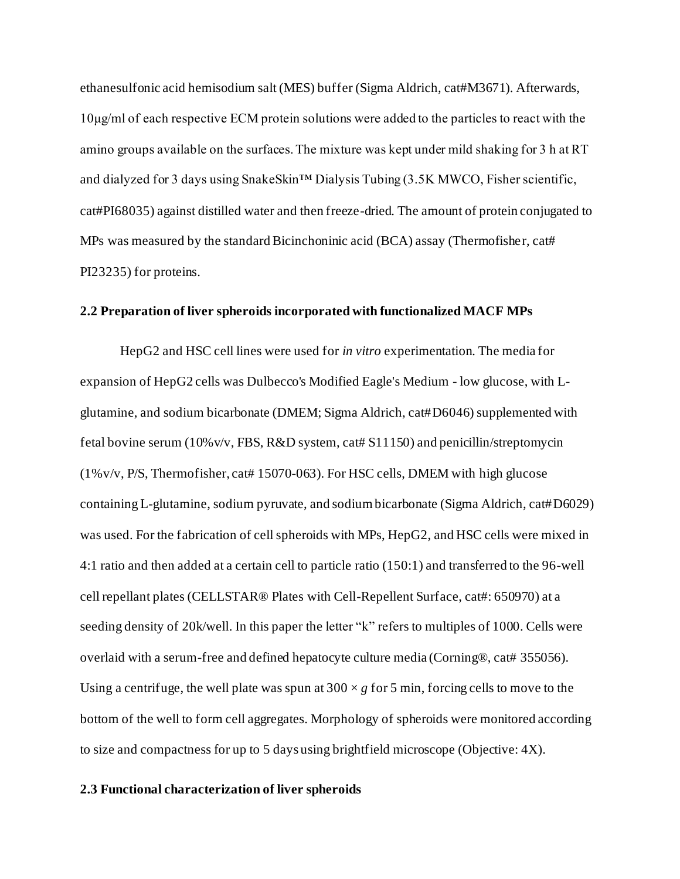ethanesulfonic acid hemisodium salt (MES) buffer (Sigma Aldrich, cat#M3671). Afterwards, 10μg/ml of each respective ECM protein solutions were added to the particles to react with the amino groups available on the surfaces. The mixture was kept under mild shaking for 3 h at RT and dialyzed for 3 days using SnakeSkin™ Dialysis Tubing (3.5K MWCO, Fisher scientific, cat#PI68035) against distilled water and then freeze-dried. The amount of protein conjugated to MPs was measured by the standard Bicinchoninic acid (BCA) assay (Thermofisher, cat# PI23235) for proteins.

## 2.2 Preparation of liver spheroids incorporated with functionalized MACF MPs

HepG2 and HSC cell lines were used for *in vitro* experimentation. The media for expansion of HepG2 cells was Dulbecco's Modified Eagle's Medium - low glucose, with L-glutamine, and sodium bicarbonate (DMEM; Sigma Aldrich, cat#D6046) supplemented with fetal bovine serum (10%v/v, FBS, R&D system, cat# S11150) and penicillin/streptomycin (1%v/v, P/S, Thermofisher, cat# 15070-063). For HSC cells, DMEM with high glucose containing L-glutamine, sodium pyruvate, and sodium bicarbonate (Sigma Aldrich, cat#D6029) was used. For the fabrication of cell spheroids with MPs, HepG2, and HSC cells were mixed in 4:1 ratio and then added at a certain cell to particle ratio (150:1) and transferred to the 96-well cell repellant plates (CELLSTAR® Plates with Cell-Repellent Surface, cat#: 650970) at a seeding density of 20k/well. In this paper the letter "k" refers to multiples of 1000. Cells were overlaid with a serum-free and defined hepatocyte culture media (Corning®, cat# 355056). Using a centrifuge, the well plate was spun at $300 \times g$ for 5 min, forcing cells to move to the bottom of the well to form cell aggregates. Morphology of spheroids were monitored according to size and compactness for up to 5 days using brightfield microscope (Objective: 4X).

## 2.3 Functional characterization of liver spheroids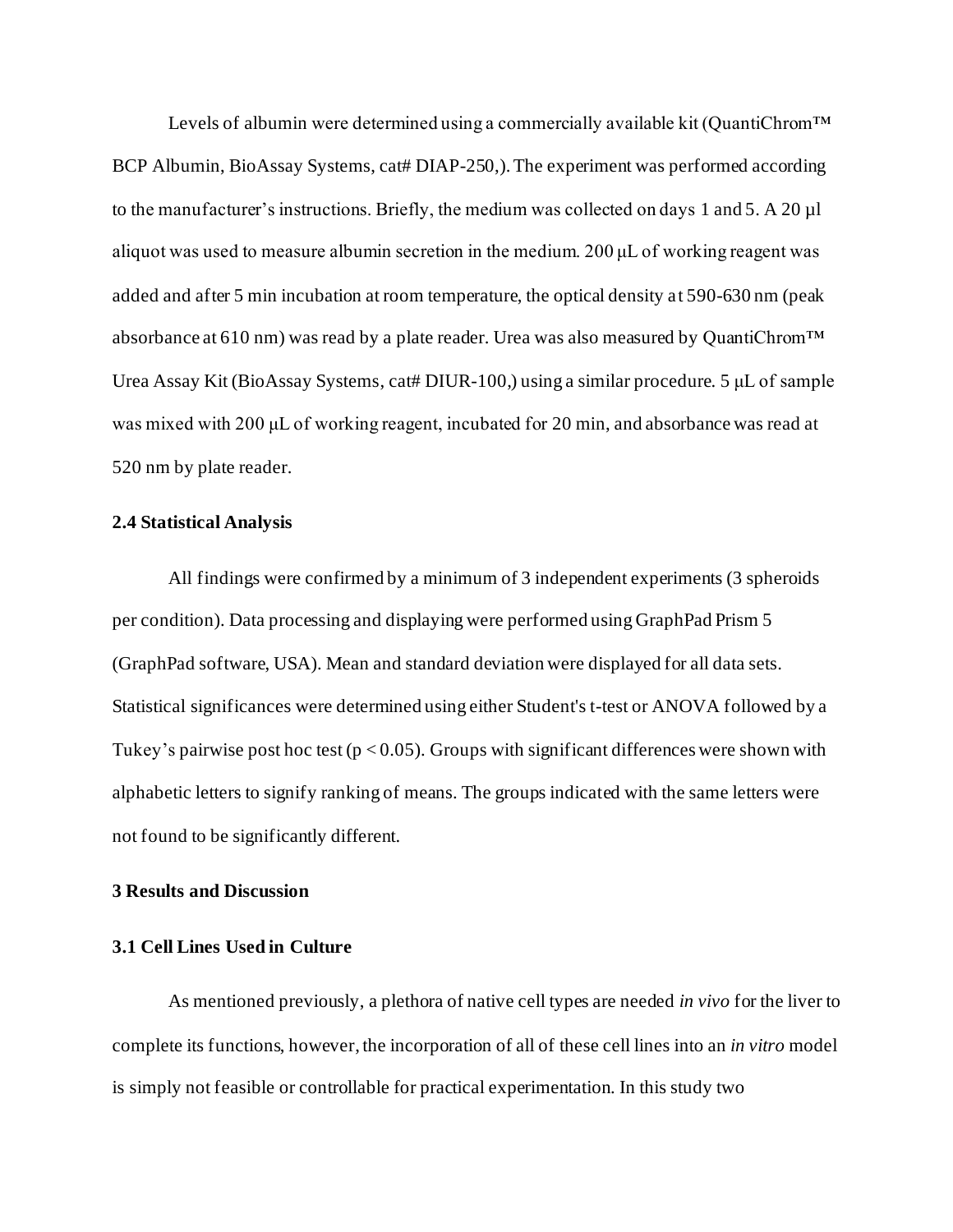Levels of albumin were determined using a commercially available kit (QuantiChrom™ BCP Albumin, BioAssay Systems, cat# DIAP-250,). The experiment was performed according to the manufacturer's instructions. Briefly, the medium was collected on days 1 and 5. A 20 µl aliquot was used to measure albumin secretion in the medium. 200 µL of working reagent was added and after 5 min incubation at room temperature, the optical density at 590-630 nm (peak absorbance at 610 nm) was read by a plate reader. Urea was also measured by QuantiChrom™ Urea Assay Kit (BioAssay Systems, cat# DIUR-100,) using a similar procedure. 5 µL of sample was mixed with 200 µL of working reagent, incubated for 20 min, and absorbance was read at 520 nm by plate reader.

### 2.4 Statistical Analysis

All findings were confirmed by a minimum of 3 independent experiments (3 spheroids per condition). Data processing and displaying were performed using GraphPad Prism 5 (GraphPad software, USA). Mean and standard deviation were displayed for all data sets. Statistical significances were determined using either Student's t-test or ANOVA followed by a Tukey's pairwise post hoc test ($p < 0.05$). Groups with significant differences were shown with alphabetic letters to signify ranking of means. The groups indicated with the same letters were not found to be significantly different.

## 3 Results and Discussion

### 3.1 Cell Lines Used in Culture

As mentioned previously, a plethora of native cell types are needed *in vivo* for the liver to complete its functions, however, the incorporation of all of these cell lines into an *in vitro* model is simply not feasible or controllable for practical experimentation. In this study two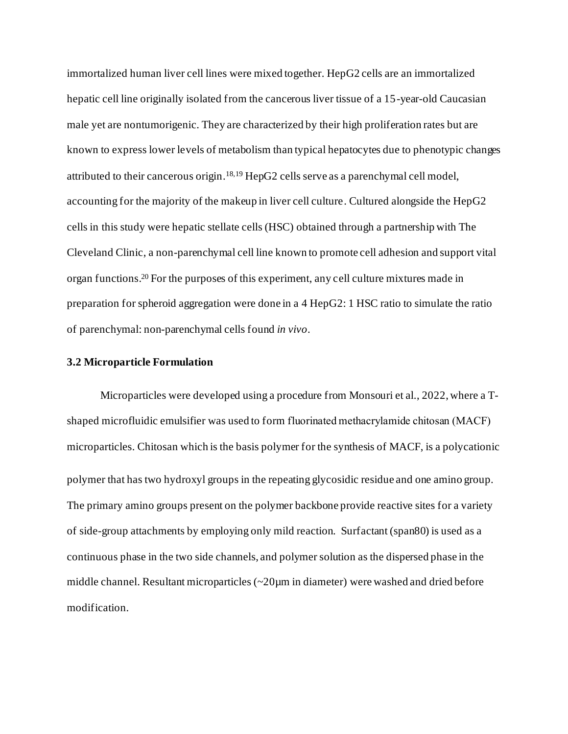immortalized human liver cell lines were mixed together. HepG2 cells are an immortalized hepatic cell line originally isolated from the cancerous liver tissue of a 15-year-old Caucasian male yet are nontumorigenic. They are characterized by their high proliferation rates but are known to express lower levels of metabolism than typical hepatocytes due to phenotypic changes attributed to their cancerous origin.[18,19] HepG2 cells serve as a parenchymal cell model, accounting for the majority of the makeup in liver cell culture. Cultured alongside the HepG2 cells in this study were hepatic stellate cells (HSC) obtained through a partnership with The Cleveland Clinic, a non-parenchymal cell line known to promote cell adhesion and support vital organ functions.[20] For the purposes of this experiment, any cell culture mixtures made in preparation for spheroid aggregation were done in a 4 HepG2: 1 HSC ratio to simulate the ratio of parenchymal: non-parenchymal cells found *in vivo*.

### 3.2 Microparticle Formulation

Microparticles were developed using a procedure from Monsouri et al., 2022, where a T-shaped microfluidic emulsifier was used to form fluorinated methacrylamide chitosan (MACF) microparticles. Chitosan which is the basis polymer for the synthesis of MACF, is a polycationic polymer that has two hydroxyl groups in the repeating glycosidic residue and one amino group. The primary amino groups present on the polymer backbone provide reactive sites for a variety of side-group attachments by employing only mild reaction. Surfactant (span80) is used as a continuous phase in the two side channels, and polymer solution as the dispersed phase in the middle channel. Resultant microparticles (~20μm in diameter) were washed and dried before modification.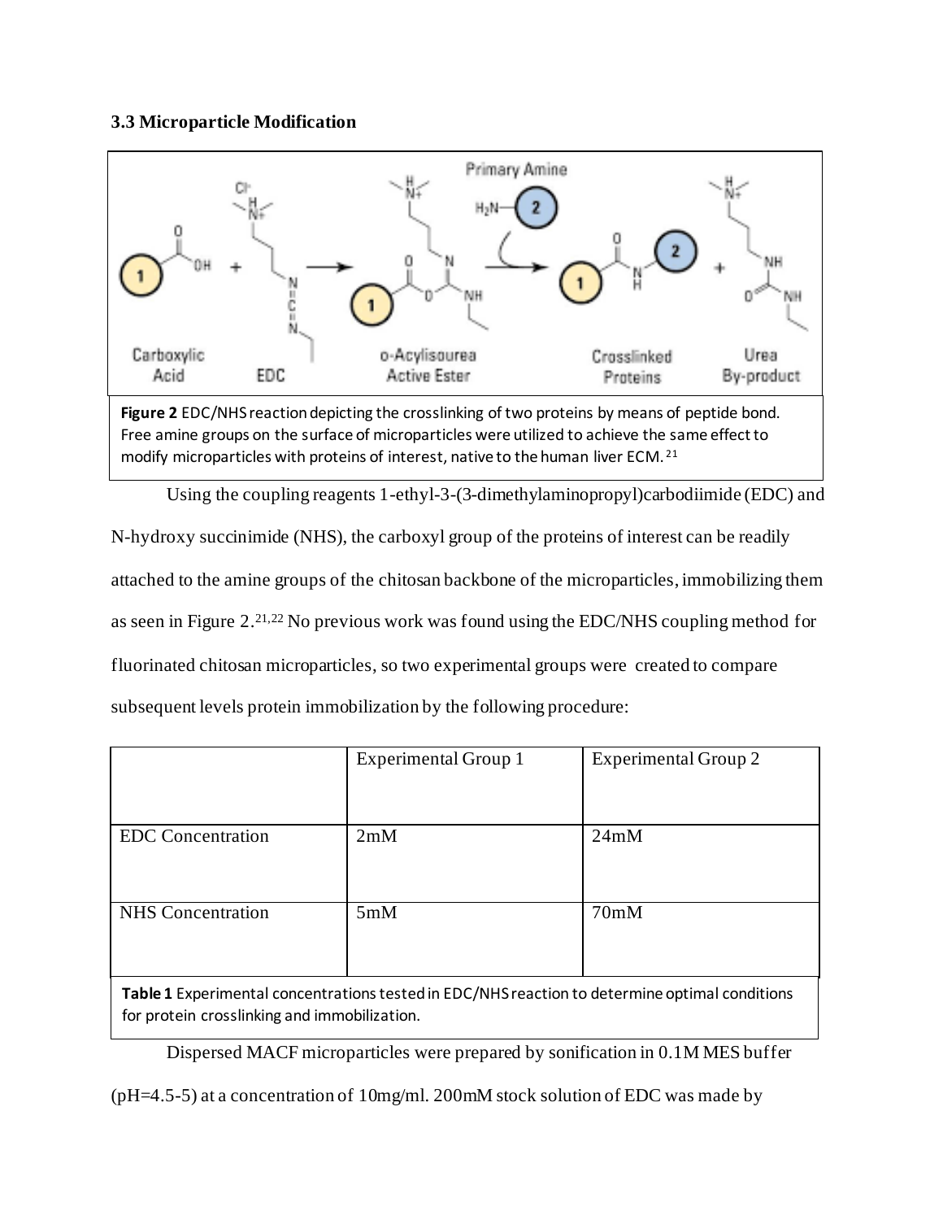### 3.3 Microparticle Modification

**Figure 2** EDC/NHS reaction depicting the crosslinking of two proteins by means of peptide bond. Free amine groups on the surface of microparticles were utilized to achieve the same effect to modify microparticles with proteins of interest, native to the human liver ECM.[21]

Using the coupling reagents 1-ethyl-3-(3-dimethylaminopropyl)carbodiimide (EDC) and N-hydroxy succinimide (NHS), the carboxyl group of the proteins of interest can be readily attached to the amine groups of the chitosan backbone of the microparticles, immobilizing them as seen in Figure 2.[21,22] No previous work was found using the EDC/NHS coupling method for fluorinated chitosan microparticles, so two experimental groups were created to compare subsequent levels protein immobilization by the following procedure:

| | Experimental Group 1 | Experimental Group 2 |
|---|---|---|
| EDC Concentration | 2mM | 24mM |
| NHS Concentration | 5mM | 70mM |

**Table 1** Experimental concentrations tested in EDC/NHS reaction to determine optimal conditions for protein crosslinking and immobilization.

Dispersed MACF microparticles were prepared by sonification in 0.1M MES buffer (pH=4.5-5) at a concentration of 10mg/ml. 200mM stock solution of EDC was made by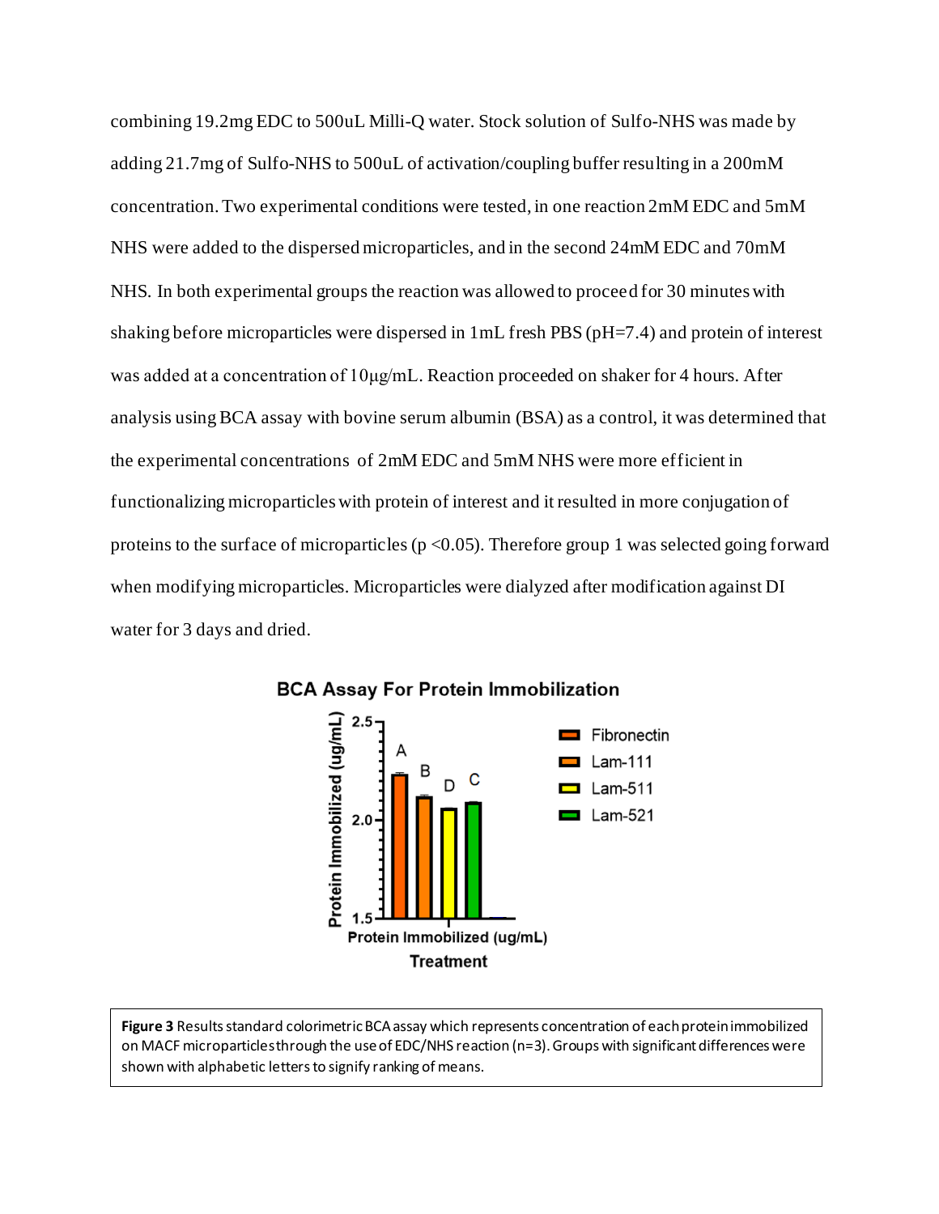combining 19.2mg EDC to 500uL Milli-Q water. Stock solution of Sulfo-NHS was made by adding 21.7mg of Sulfo-NHS to 500uL of activation/coupling buffer resulting in a 200mM concentration. Two experimental conditions were tested, in one reaction 2mM EDC and 5mM NHS were added to the dispersed microparticles, and in the second 24mM EDC and 70mM NHS. In both experimental groups the reaction was allowed to proceed for 30 minutes with shaking before microparticles were dispersed in 1mL fresh PBS (pH=7.4) and protein of interest was added at a concentration of 10μg/mL. Reaction proceeded on shaker for 4 hours. After analysis using BCA assay with bovine serum albumin (BSA) as a control, it was determined that the experimental concentrations of 2mM EDC and 5mM NHS were more efficient in functionalizing microparticles with protein of interest and it resulted in more conjugation of proteins to the surface of microparticles ($p < 0.05$). Therefore group 1 was selected going forward when modifying microparticles. Microparticles were dialyzed after modification against DI water for 3 days and dried.

**Figure 3** Results standard colorimetric BCA assay which represents concentration of each protein immobilized on MACF microparticles through the use of EDC/NHS reaction (n=3). Groups with significant differences were shown with alphabetic letters to signify ranking of means.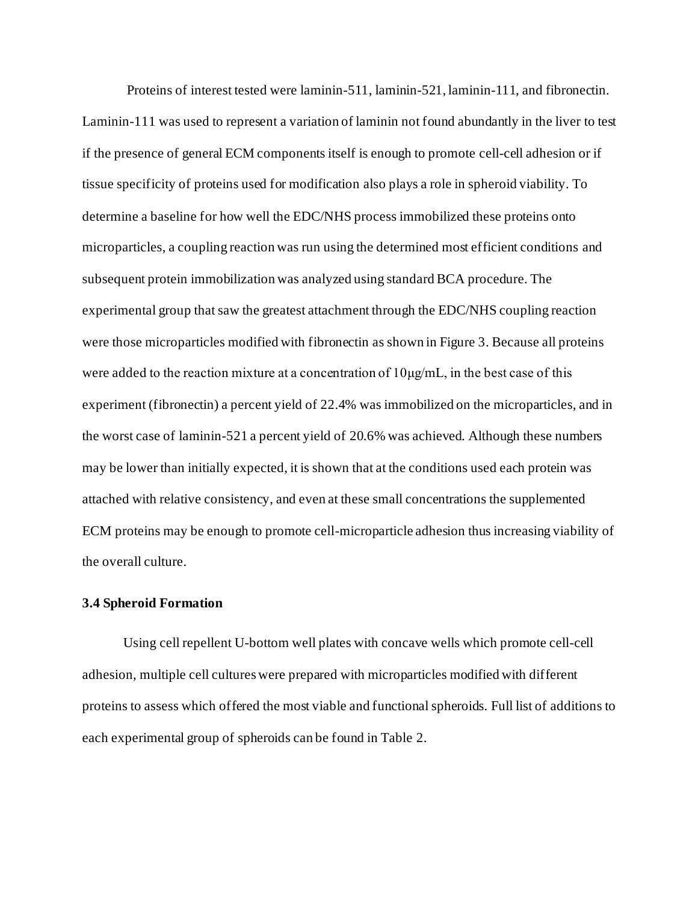Proteins of interest tested were laminin-511, laminin-521, laminin-111, and fibronectin. Laminin-111 was used to represent a variation of laminin not found abundantly in the liver to test if the presence of general ECM components itself is enough to promote cell-cell adhesion or if tissue specificity of proteins used for modification also plays a role in spheroid viability. To determine a baseline for how well the EDC/NHS process immobilized these proteins onto microparticles, a coupling reaction was run using the determined most efficient conditions and subsequent protein immobilization was analyzed using standard BCA procedure. The experimental group that saw the greatest attachment through the EDC/NHS coupling reaction were those microparticles modified with fibronectin as shown in Figure 3. Because all proteins were added to the reaction mixture at a concentration of 10μg/mL, in the best case of this experiment (fibronectin) a percent yield of 22.4% was immobilized on the microparticles, and in the worst case of laminin-521 a percent yield of 20.6% was achieved. Although these numbers may be lower than initially expected, it is shown that at the conditions used each protein was attached with relative consistency, and even at these small concentrations the supplemented ECM proteins may be enough to promote cell-microparticle adhesion thus increasing viability of the overall culture.

### 3.4 Spheroid Formation

Using cell repellent U-bottom well plates with concave wells which promote cell-cell adhesion, multiple cell cultures were prepared with microparticles modified with different proteins to assess which offered the most viable and functional spheroids. Full list of additions to each experimental group of spheroids can be found in Table 2.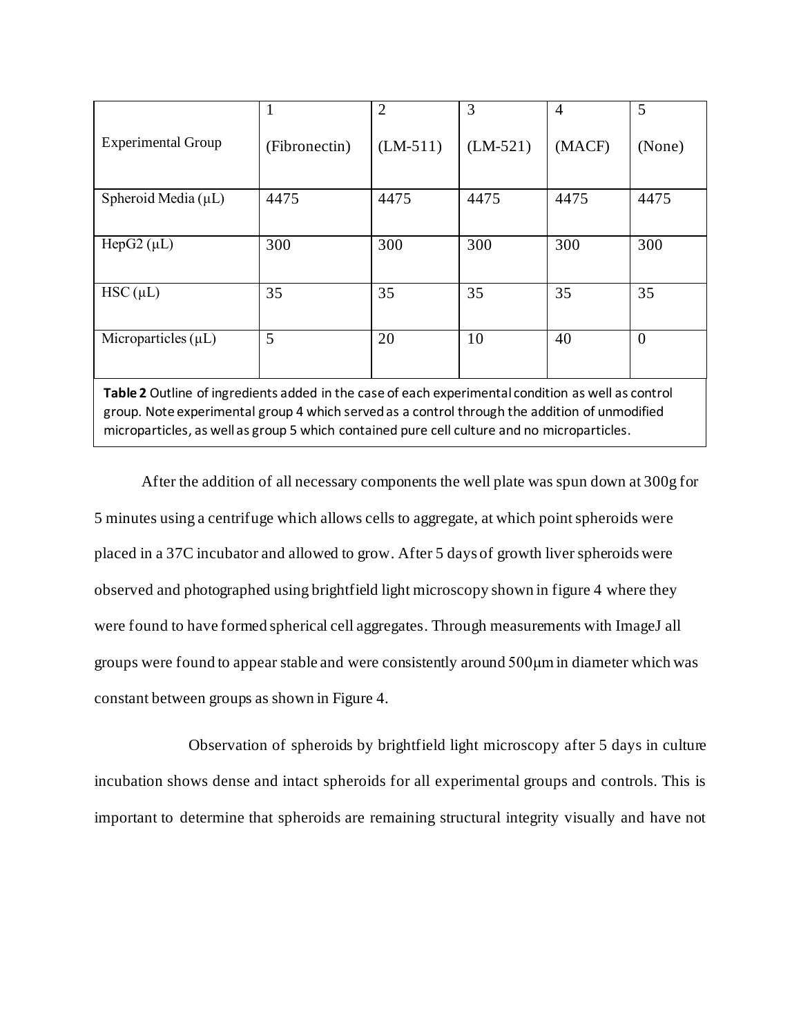| Experimental Group | 1 (Fibronectin) | 2 (LM-511) | 3 (LM-521) | 4 (MACF) | 5 (None) |
| --- | --- | --- | --- | --- | --- |
| Spheroid Media (μL) | 4475 | 4475 | 4475 | 4475 | 4475 |
| HepG2 (μL) | 300 | 300 | 300 | 300 | 300 |
| HSC (μL) | 35 | 35 | 35 | 35 | 35 |
| Microparticles (μL) | 5 | 20 | 10 | 40 | 0 |

**Table 2** Outline of ingredients added in the case of each experimental condition as well as control group. Note experimental group 4 which served as a control through the addition of unmodified microparticles, as well as group 5 which contained pure cell culture and no microparticles.

After the addition of all necessary components the well plate was spun down at 300g for 5 minutes using a centrifuge which allows cells to aggregate, at which point spheroids were placed in a 37C incubator and allowed to grow. After 5 days of growth liver spheroids were observed and photographed using brightfield light microscopy shown in figure 4 where they were found to have formed spherical cell aggregates. Through measurements with ImageJ all groups were found to appear stable and were consistently around 500μm in diameter which was constant between groups as shown in Figure 4.

Observation of spheroids by brightfield light microscopy after 5 days in culture incubation shows dense and intact spheroids for all experimental groups and controls. This is important to determine that spheroids are remaining structural integrity visually and have not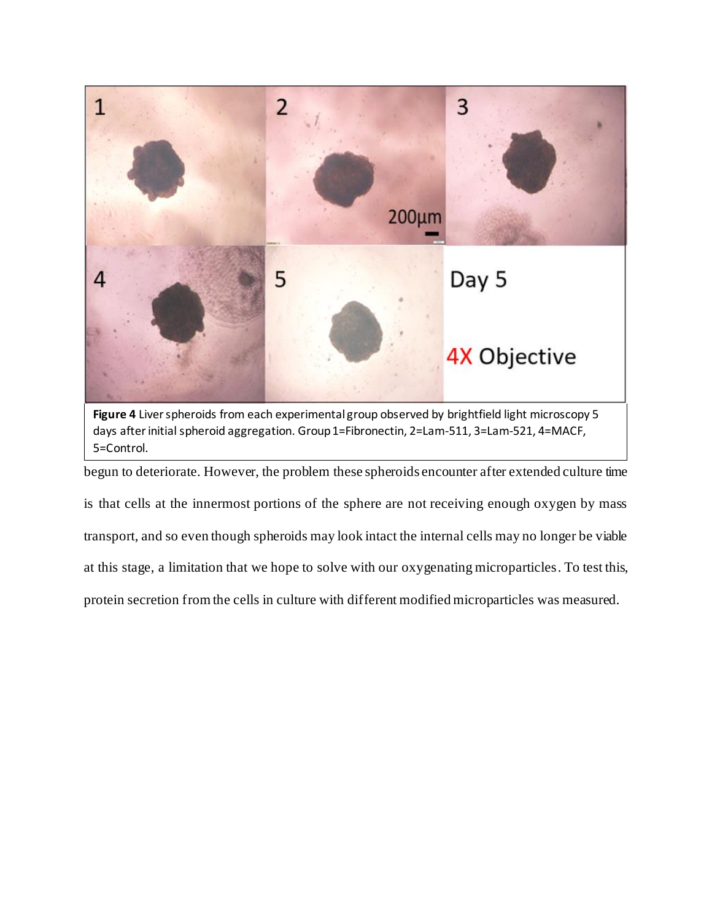**Figure 4** Liver spheroids from each experimental group observed by brightfield light microscopy 5 days after initial spheroid aggregation. Group 1=Fibronectin, 2=Lam-511, 3=Lam-521, 4=MACF, 5=Control.

begun to deteriorate. However, the problem these spheroids encounter after extended culture time is that cells at the innermost portions of the sphere are not receiving enough oxygen by mass transport, and so even though spheroids may look intact the internal cells may no longer be viable at this stage, a limitation that we hope to solve with our oxygenating microparticles. To test this, protein secretion from the cells in culture with different modified microparticles was measured.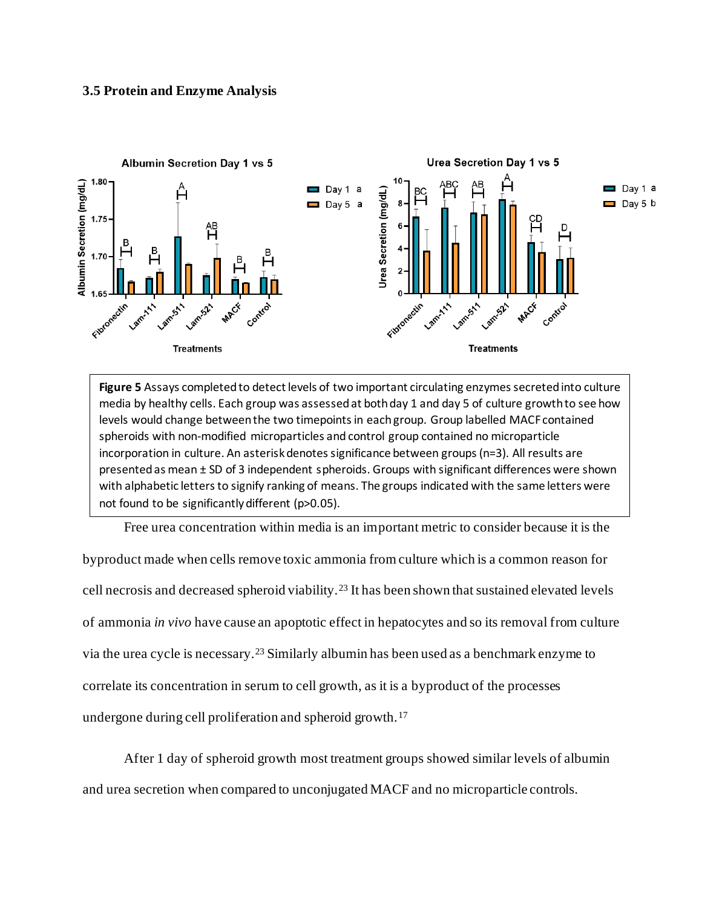### 3.5 Protein and Enzyme Analysis

**Figure 5** Assays completed to detect levels of two important circulating enzymes secreted into culture media by healthy cells. Each group was assessed at both day 1 and day 5 of culture growth to see how levels would change between the two timepoints in each group. Group labelled MACF contained spheroids with non-modified microparticles and control group contained no microparticle incorporation in culture. An asterisk denotes significance between groups (n=3). All results are presented as mean ± SD of 3 independent spheroids. Groups with significant differences were shown with alphabetic letters to signify ranking of means. The groups indicated with the same letters were not found to be significantly different (p>0.05).

Free urea concentration within media is an important metric to consider because it is the byproduct made when cells remove toxic ammonia from culture which is a common reason for cell necrosis and decreased spheroid viability.[23] It has been shown that sustained elevated levels of ammonia *in vivo* have cause an apoptotic effect in hepatocytes and so its removal from culture via the urea cycle is necessary.[23] Similarly albumin has been used as a benchmark enzyme to correlate its concentration in serum to cell growth, as it is a byproduct of the processes undergone during cell proliferation and spheroid growth.[17]

After 1 day of spheroid growth most treatment groups showed similar levels of albumin and urea secretion when compared to unconjugated MACF and no microparticle controls.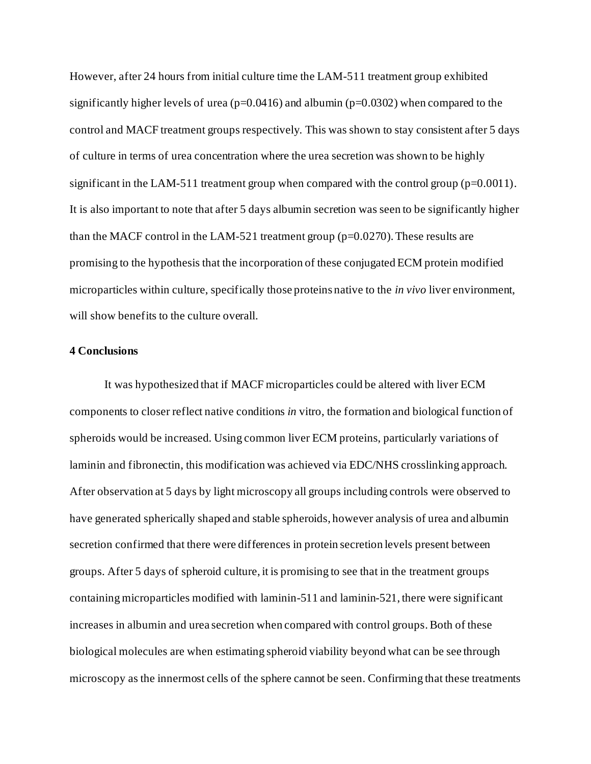However, after 24 hours from initial culture time the LAM-511 treatment group exhibited significantly higher levels of urea ($p=0.0416$) and albumin ($p=0.0302$) when compared to the control and MACF treatment groups respectively. This was shown to stay consistent after 5 days of culture in terms of urea concentration where the urea secretion was shown to be highly significant in the LAM-511 treatment group when compared with the control group ($p=0.0011$). It is also important to note that after 5 days albumin secretion was seen to be significantly higher than the MACF control in the LAM-521 treatment group ($p=0.0270$). These results are promising to the hypothesis that the incorporation of these conjugated ECM protein modified microparticles within culture, specifically those proteins native to the *in vivo* liver environment, will show benefits to the culture overall.

## 4 Conclusions

It was hypothesized that if MACF microparticles could be altered with liver ECM components to closer reflect native conditions *in* vitro, the formation and biological function of spheroids would be increased. Using common liver ECM proteins, particularly variations of laminin and fibronectin, this modification was achieved via EDC/NHS crosslinking approach. After observation at 5 days by light microscopy all groups including controls were observed to have generated spherically shaped and stable spheroids, however analysis of urea and albumin secretion confirmed that there were differences in protein secretion levels present between groups. After 5 days of spheroid culture, it is promising to see that in the treatment groups containing microparticles modified with laminin-511 and laminin-521, there were significant increases in albumin and urea secretion when compared with control groups. Both of these biological molecules are when estimating spheroid viability beyond what can be see through microscopy as the innermost cells of the sphere cannot be seen. Confirming that these treatments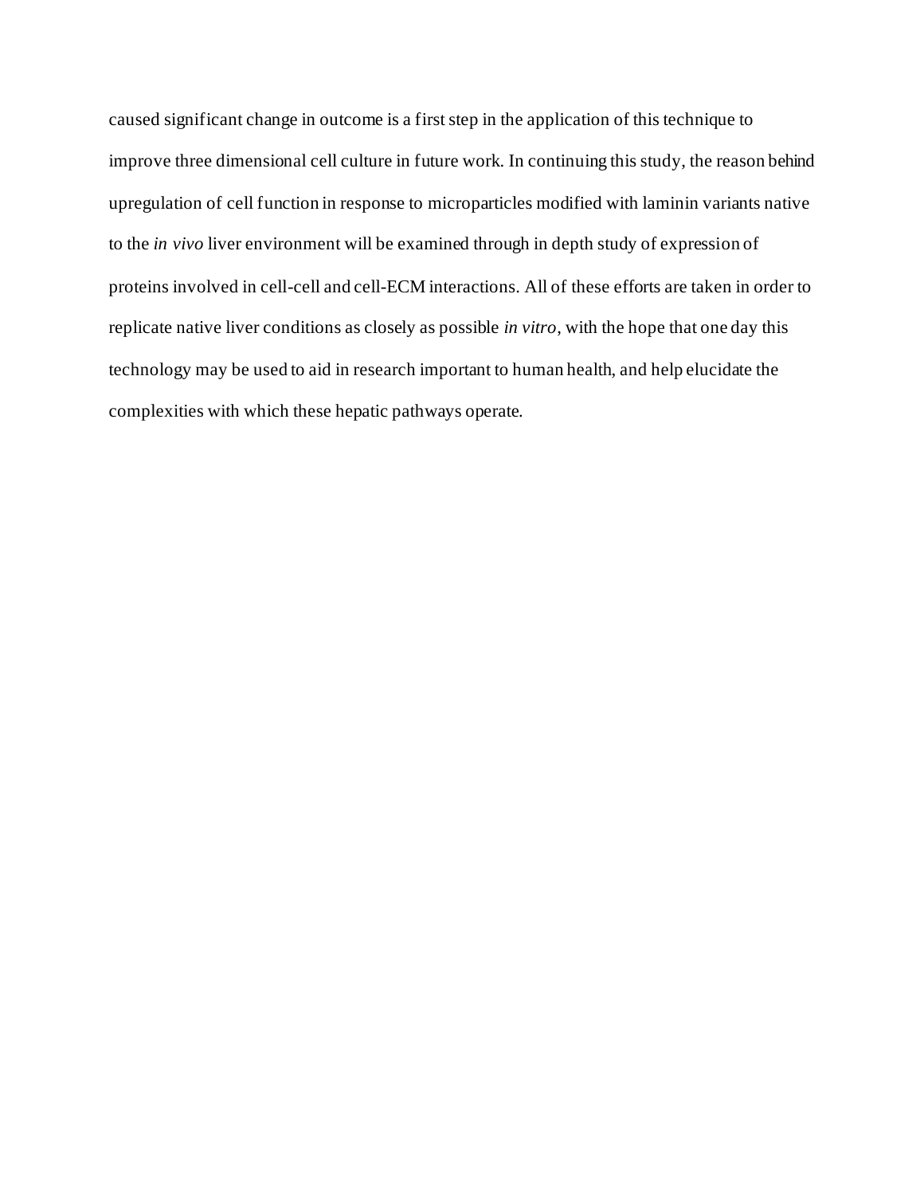caused significant change in outcome is a first step in the application of this technique to improve three dimensional cell culture in future work. In continuing this study, the reason behind upregulation of cell function in response to microparticles modified with laminin variants native to the *in vivo* liver environment will be examined through in depth study of expression of proteins involved in cell-cell and cell-ECM interactions. All of these efforts are taken in order to replicate native liver conditions as closely as possible *in vitro*, with the hope that one day this technology may be used to aid in research important to human health, and help elucidate the complexities with which these hepatic pathways operate.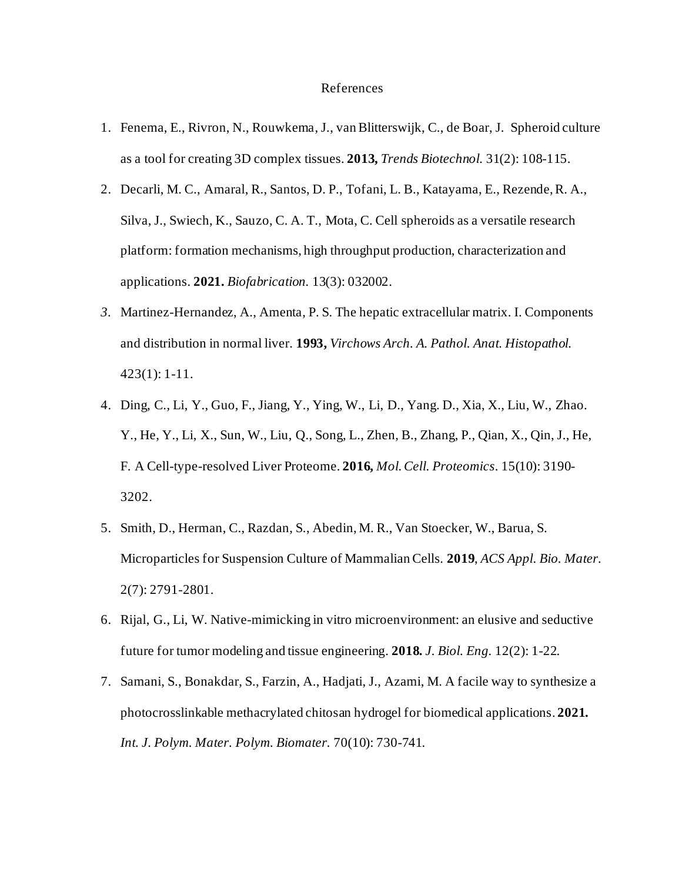# References

1. Fenema, E., Rivron, N., Rouwkema, J., van Blitterswijk, C., de Boar, J. Spheroid culture as a tool for creating 3D complex tissues. **2013,** *Trends Biotechnol.* 31(2): 108-115.
2. Decarli, M. C., Amaral, R., Santos, D. P., Tofani, L. B., Katayama, E., Rezende, R. A., Silva, J., Swiech, K., Sauzo, C. A. T., Mota, C. Cell spheroids as a versatile research platform: formation mechanisms, high throughput production, characterization and applications. **2021.** *Biofabrication.* 13(3): 032002.
3. Martinez-Hernandez, A., Amenta, P. S. The hepatic extracellular matrix. I. Components and distribution in normal liver. **1993,** *Virchows Arch. A. Pathol. Anat. Histopathol.* 423(1): 1-11.
4. Ding, C., Li, Y., Guo, F., Jiang, Y., Ying, W., Li, D., Yang. D., Xia, X., Liu, W., Zhao. Y., He, Y., Li, X., Sun, W., Liu, Q., Song, L., Zhen, B., Zhang, P., Qian, X., Qin, J., He, F. A Cell-type-resolved Liver Proteome. **2016,** *Mol. Cell. Proteomics*. 15(10): 3190-3202.
5. Smith, D., Herman, C., Razdan, S., Abedin, M. R., Van Stoecker, W., Barua, S. Microparticles for Suspension Culture of Mammalian Cells. **2019**, *ACS Appl. Bio. Mater.* 2(7): 2791-2801.
6. Rijal, G., Li, W. Native-mimicking in vitro microenvironment: an elusive and seductive future for tumor modeling and tissue engineering. **2018.** *J. Biol. Eng.* 12(2): 1-22.
7. Samani, S., Bonakdar, S., Farzin, A., Hadjati, J., Azami, M. A facile way to synthesize a photocrosslinkable methacrylated chitosan hydrogel for biomedical applications. **2021.** *Int. J. Polym. Mater. Polym. Biomater.* 70(10): 730-741.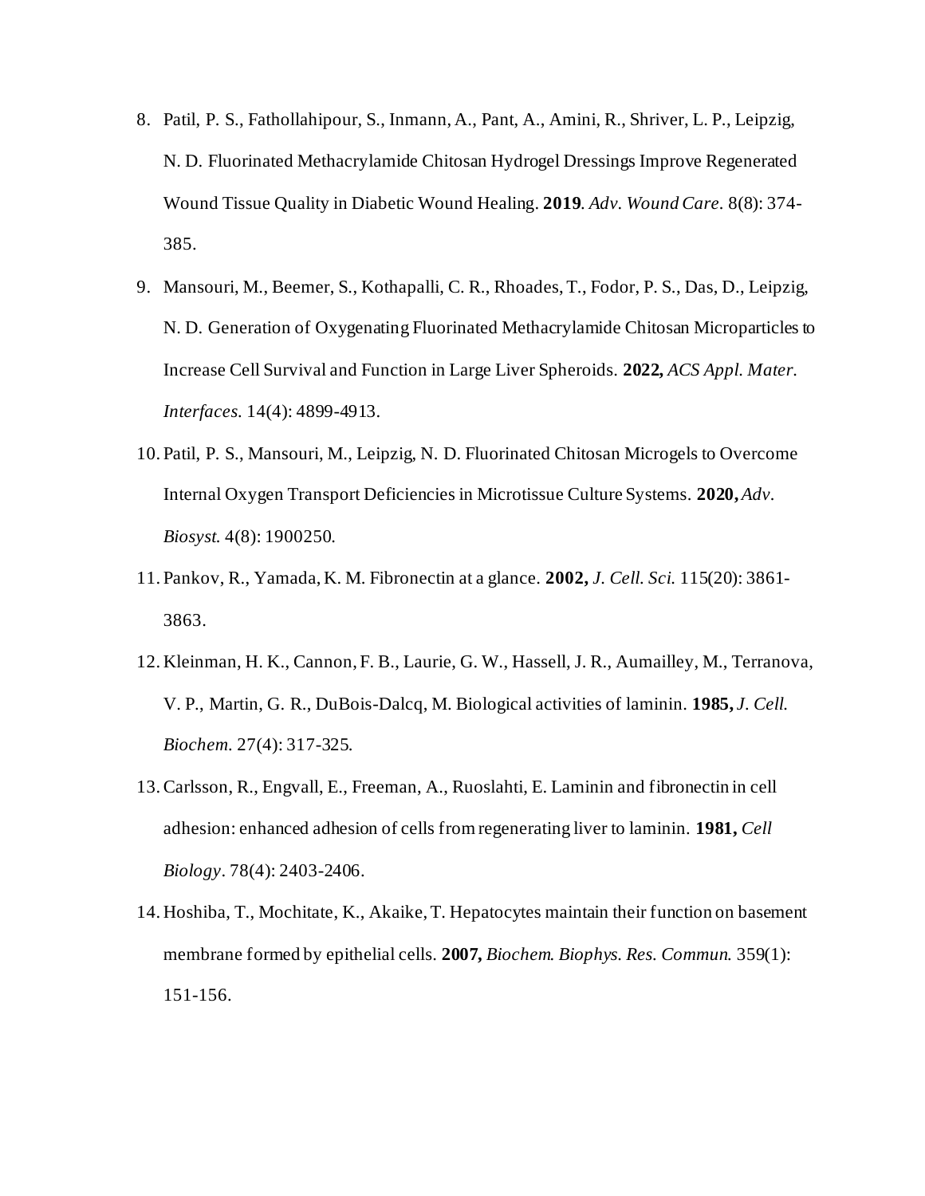8. Patil, P. S., Fathollahipour, S., Inmann, A., Pant, A., Amini, R., Shriver, L. P., Leipzig, N. D. Fluorinated Methacrylamide Chitosan Hydrogel Dressings Improve Regenerated Wound Tissue Quality in Diabetic Wound Healing. **2019**. *Adv. Wound Care.* 8(8): 374-385.
9. Mansouri, M., Beemer, S., Kothapalli, C. R., Rhoades, T., Fodor, P. S., Das, D., Leipzig, N. D. Generation of Oxygenating Fluorinated Methacrylamide Chitosan Microparticles to Increase Cell Survival and Function in Large Liver Spheroids. **2022,** *ACS Appl. Mater. Interfaces.* 14(4): 4899-4913.
10. Patil, P. S., Mansouri, M., Leipzig, N. D. Fluorinated Chitosan Microgels to Overcome Internal Oxygen Transport Deficiencies in Microtissue Culture Systems. **2020,** *Adv. Biosyst.* 4(8): 1900250.
11. Pankov, R., Yamada, K. M. Fibronectin at a glance. **2002,** *J. Cell. Sci.* 115(20): 3861-3863.
12. Kleinman, H. K., Cannon, F. B., Laurie, G. W., Hassell, J. R., Aumailley, M., Terranova, V. P., Martin, G. R., DuBois-Dalcq, M. Biological activities of laminin. **1985,** *J. Cell. Biochem.* 27(4): 317-325.
13. Carlsson, R., Engvall, E., Freeman, A., Ruoslahti, E. Laminin and fibronectin in cell adhesion: enhanced adhesion of cells from regenerating liver to laminin. **1981,** *Cell Biology*. 78(4): 2403-2406.
14. Hoshiba, T., Mochitate, K., Akaike, T. Hepatocytes maintain their function on basement membrane formed by epithelial cells. **2007,** *Biochem. Biophys. Res. Commun.* 359(1): 151-156.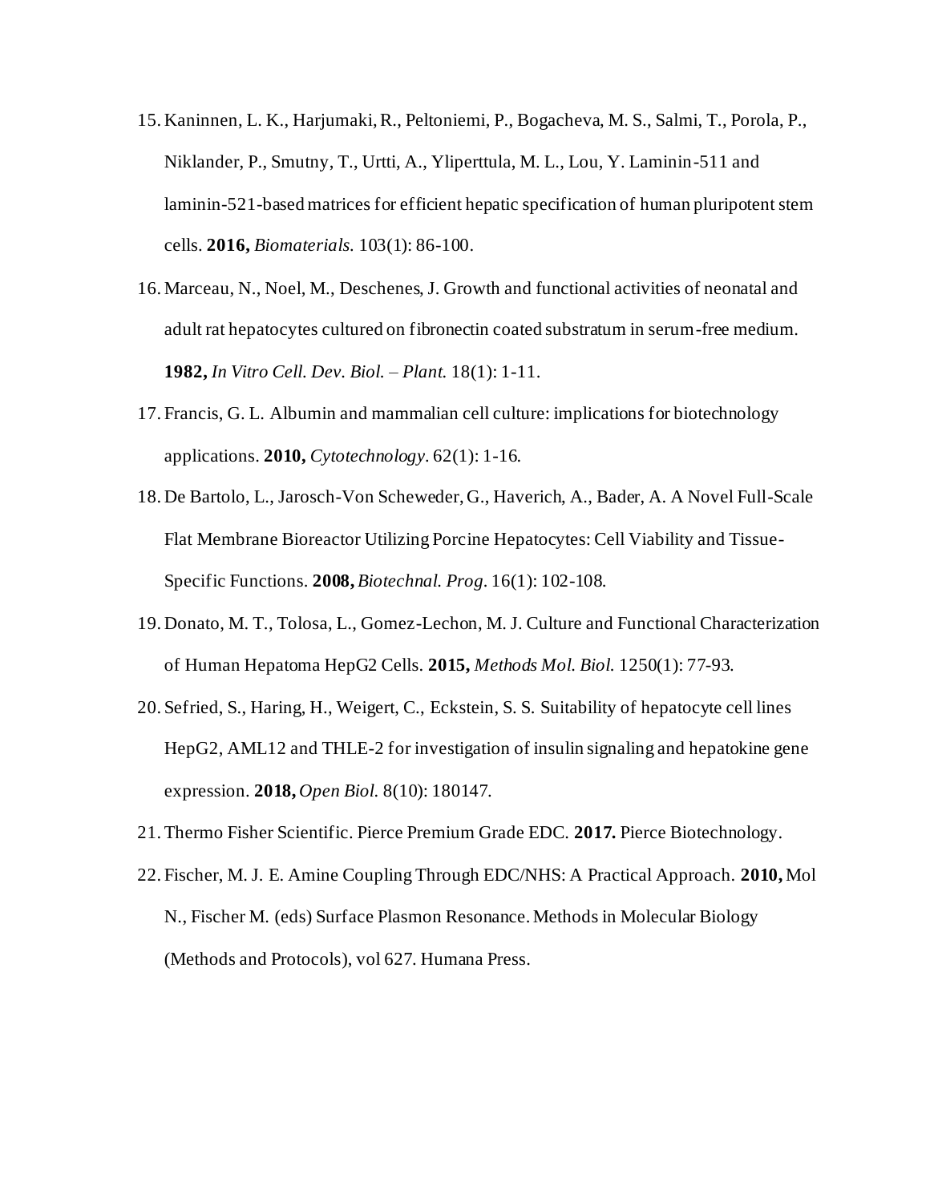15. Kaninnen, L. K., Harjumaki, R., Peltoniemi, P., Bogacheva, M. S., Salmi, T., Porola, P., Niklander, P., Smutny, T., Urtti, A., Yliperttula, M. L., Lou, Y. Laminin-511 and laminin-521-based matrices for efficient hepatic specification of human pluripotent stem cells. **2016,** *Biomaterials.* 103(1): 86-100.
16. Marceau, N., Noel, M., Deschenes, J. Growth and functional activities of neonatal and adult rat hepatocytes cultured on fibronectin coated substratum in serum-free medium. **1982,** *In Vitro Cell. Dev. Biol. – Plant.* 18(1): 1-11.
17. Francis, G. L. Albumin and mammalian cell culture: implications for biotechnology applications. **2010,** *Cytotechnology.* 62(1): 1-16.
18. De Bartolo, L., Jarosch-Von Scheweder, G., Haverich, A., Bader, A. A Novel Full-Scale Flat Membrane Bioreactor Utilizing Porcine Hepatocytes: Cell Viability and Tissue-Specific Functions. **2008,** *Biotechnal. Prog.* 16(1): 102-108.
19. Donato, M. T., Tolosa, L., Gomez-Lechon, M. J. Culture and Functional Characterization of Human Hepatoma HepG2 Cells. **2015,** *Methods Mol. Biol.* 1250(1): 77-93.
20. Sefried, S., Haring, H., Weigert, C., Eckstein, S. S. Suitability of hepatocyte cell lines HepG2, AML12 and THLE-2 for investigation of insulin signaling and hepatokine gene expression. **2018,** *Open Biol.* 8(10): 180147.
21. Thermo Fisher Scientific. Pierce Premium Grade EDC. **2017.** Pierce Biotechnology.
22. Fischer, M. J. E. Amine Coupling Through EDC/NHS: A Practical Approach. **2010,** Mol N., Fischer M. (eds) Surface Plasmon Resonance. Methods in Molecular Biology (Methods and Protocols), vol 627. Humana Press.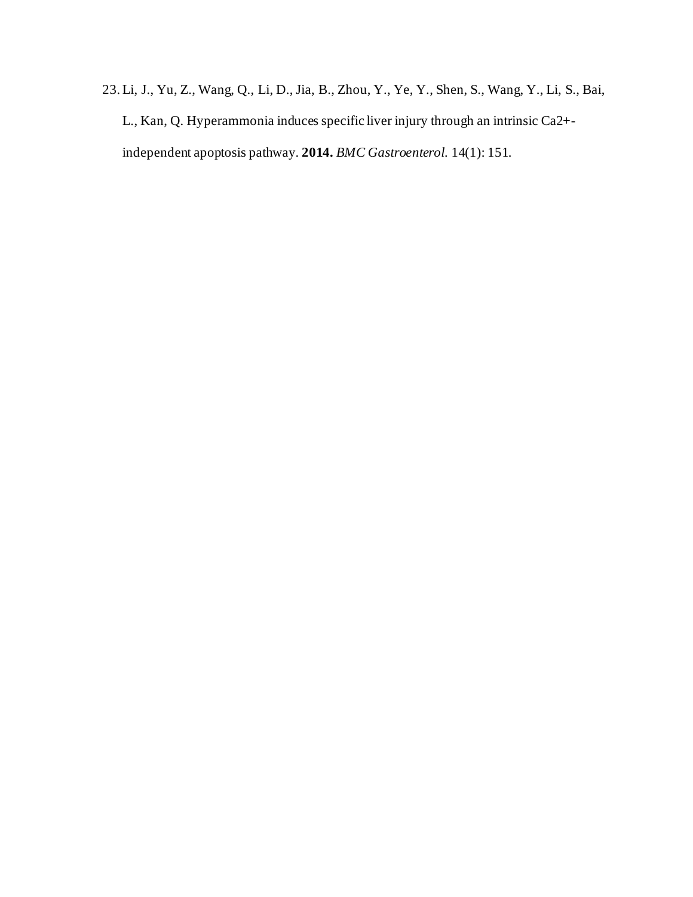23. Li, J., Yu, Z., Wang, Q., Li, D., Jia, B., Zhou, Y., Ye, Y., Shen, S., Wang, Y., Li, S., Bai, L., Kan, Q. Hyperammonia induces specific liver injury through an intrinsic $Ca^{2+}$-independent apoptosis pathway. **2014.** *BMC Gastroenterol.* 14(1): 151.